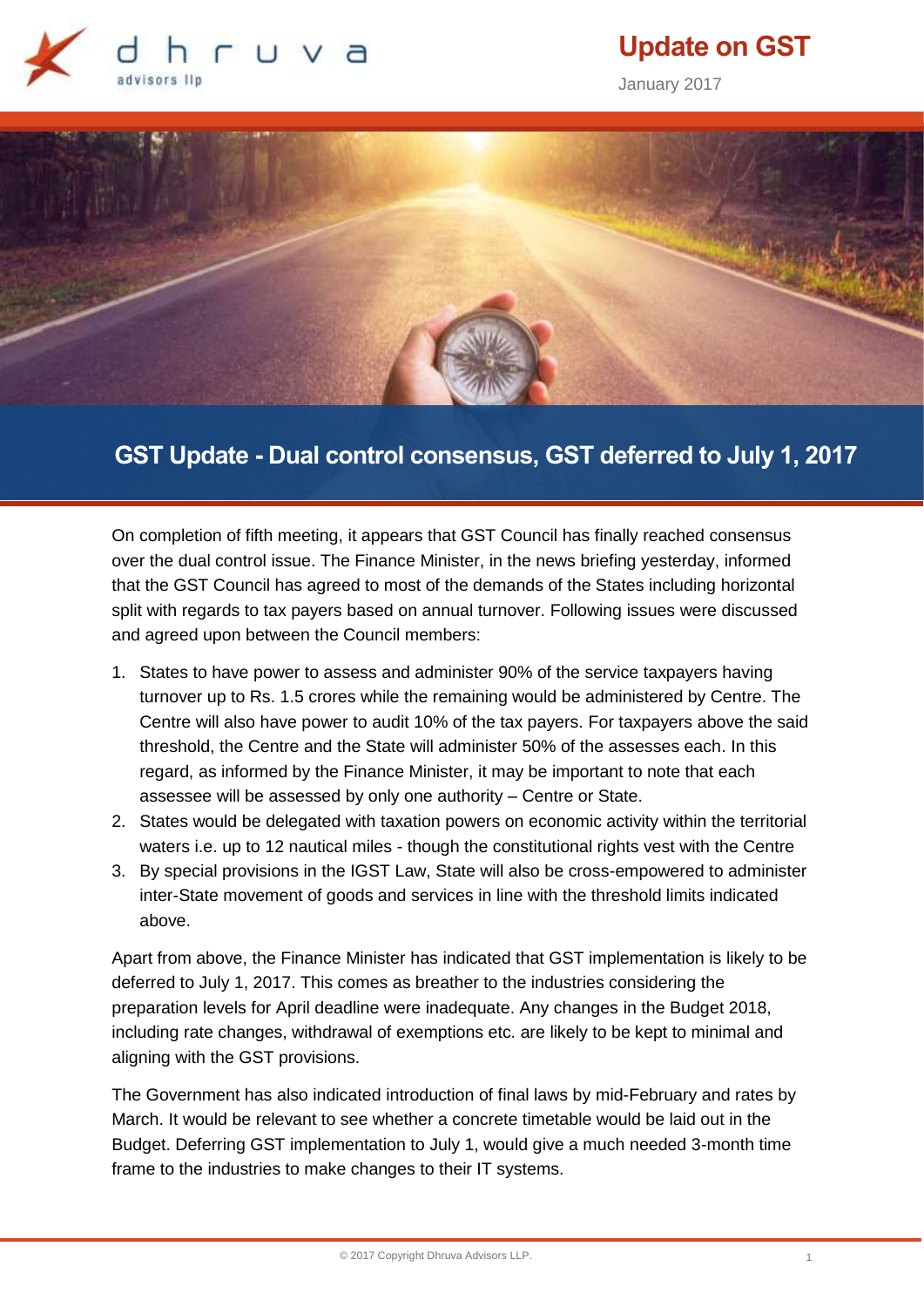# Update on GST

January 2017

## GST Update - Dual control consensus, GST deferred to July 1, 2017

On completion of fifth meeting, it appears that GST Council has finally reached consensus over the dual control issue. The Finance Minister, in the news briefing yesterday, informed that the GST Council has agreed to most of the demands of the States including horizontal split with regards to tax payers based on annual turnover. Following issues were discussed and agreed upon between the Council members:

1. States to have power to assess and administer 90% of the service taxpayers having turnover up to Rs. 1.5 crores while the remaining would be administered by Centre. The Centre will also have power to audit 10% of the tax payers. For taxpayers above the said threshold, the Centre and the State will administer 50% of the assesses each. In this regard, as informed by the Finance Minister, it may be important to note that each assessee will be assessed by only one authority – Centre or State.
2. States would be delegated with taxation powers on economic activity within the territorial waters i.e. up to 12 nautical miles - though the constitutional rights vest with the Centre
3. By special provisions in the IGST Law, State will also be cross-empowered to administer inter-State movement of goods and services in line with the threshold limits indicated above.

Apart from above, the Finance Minister has indicated that GST implementation is likely to be deferred to July 1, 2017. This comes as breather to the industries considering the preparation levels for April deadline were inadequate. Any changes in the Budget 2018, including rate changes, withdrawal of exemptions etc. are likely to be kept to minimal and aligning with the GST provisions.

The Government has also indicated introduction of final laws by mid-February and rates by March. It would be relevant to see whether a concrete timetable would be laid out in the Budget. Deferring GST implementation to July 1, would give a much needed 3-month time frame to the industries to make changes to their IT systems.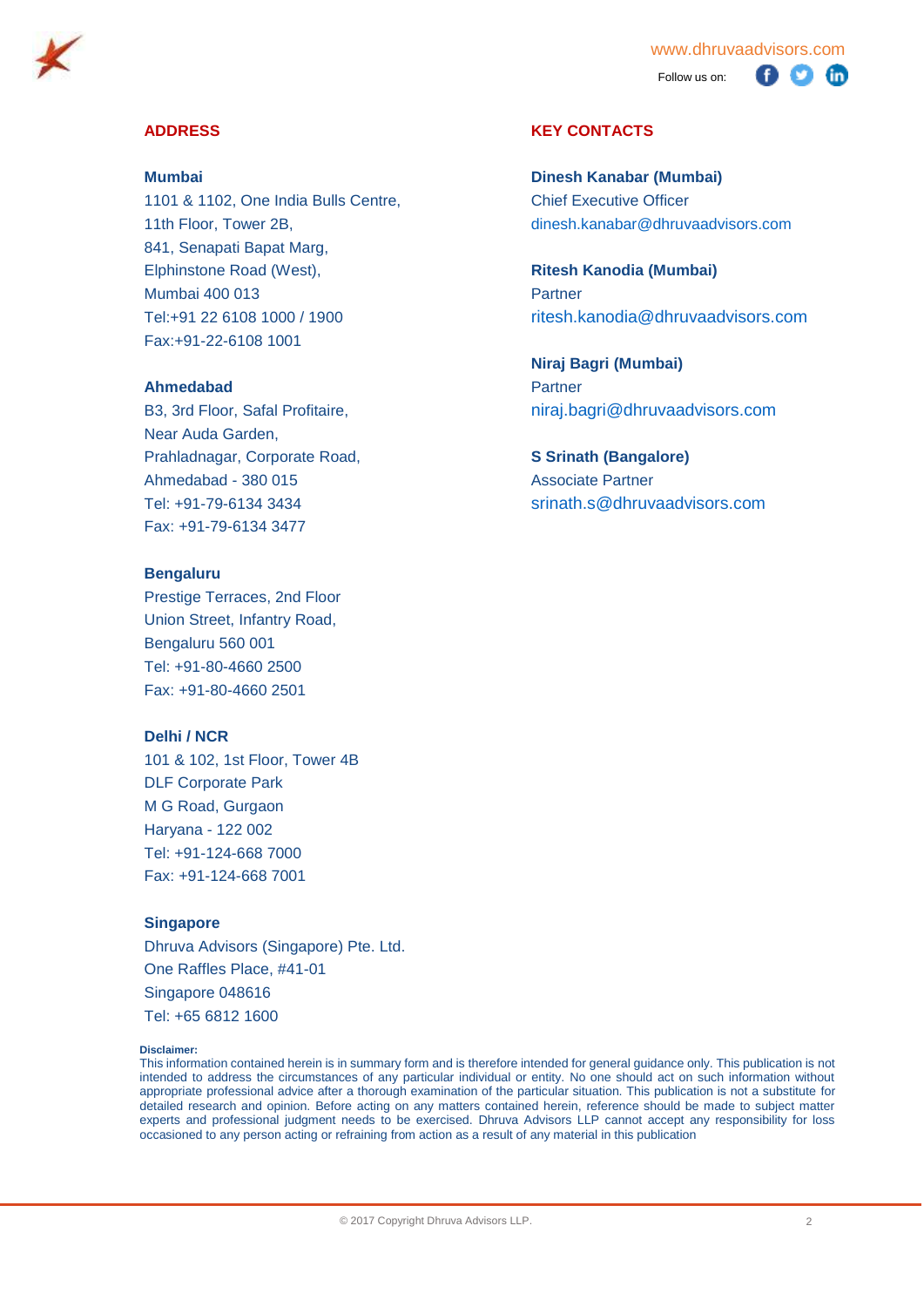www.dhruvaadvisors.com

Follow us on:

## ADDRESS

**Mumbai**
1101 & 1102, One India Bulls Centre,
11th Floor, Tower 2B,
841, Senapati Bapat Marg,
Elphinstone Road (West),
Mumbai 400 013
Tel:+91 22 6108 1000 / 1900
Fax:+91-22-6108 1001

**Ahmedabad**
B3, 3rd Floor, Safal Profitaire,
Near Auda Garden,
Prahladnagar, Corporate Road,
Ahmedabad - 380 015
Tel: +91-79-6134 3434
Fax: +91-79-6134 3477

**Bengaluru**
Prestige Terraces, 2nd Floor
Union Street, Infantry Road,
Bengaluru 560 001
Tel: +91-80-4660 2500
Fax: +91-80-4660 2501

**Delhi / NCR**
101 & 102, 1st Floor, Tower 4B
DLF Corporate Park
M G Road, Gurgaon
Haryana - 122 002
Tel: +91-124-668 7000
Fax: +91-124-668 7001

**Singapore**
Dhruva Advisors (Singapore) Pte. Ltd.
One Raffles Place, #41-01
Singapore 048616
Tel: +65 6812 1600

## KEY CONTACTS

**Dinesh Kanabar (Mumbai)**
Chief Executive Officer
dinesh.kanabar@dhruvaadvisors.com

**Ritesh Kanodia (Mumbai)**
Partner
ritesh.kanodia@dhruvaadvisors.com

**Niraj Bagri (Mumbai)**
Partner
niraj.bagri@dhruvaadvisors.com

**S Srinath (Bangalore)**
Associate Partner
srinath.s@dhruvaadvisors.com

**Disclaimer:**
This information contained herein is in summary form and is therefore intended for general guidance only. This publication is not intended to address the circumstances of any particular individual or entity. No one should act on such information without appropriate professional advice after a thorough examination of the particular situation. This publication is not a substitute for detailed research and opinion. Before acting on any matters contained herein, reference should be made to subject matter experts and professional judgment needs to be exercised. Dhruva Advisors LLP cannot accept any responsibility for loss occasioned to any person acting or refraining from action as a result of any material in this publication

© 2017 Copyright Dhruva Advisors LLP.